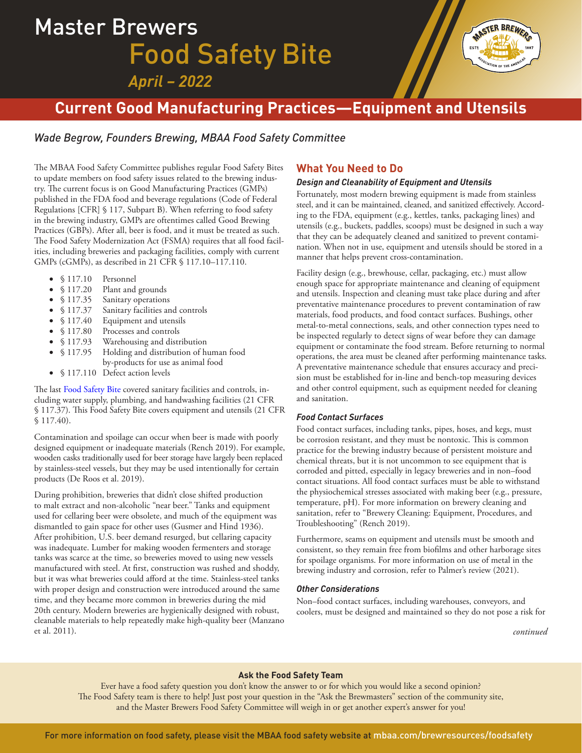# Master Brewers Food Safety Bite

*April – 2022*

## Current Good Manufacturing Practices—Equipment and Utensils

*Wade Begrow, Founders Brewing, MBAA Food Safety Committee*

The MBAA Food Safety Committee publishes regular Food Safety Bites to update members on food safety issues related to the brewing industry. The current focus is on Good Manufacturing Practices (GMPs) published in the FDA food and beverage regulations (Code of Federal Regulations [CFR] § 117, Subpart B). When referring to food safety in the brewing industry, GMPs are oftentimes called Good Brewing Practices (GBPs). After all, beer is food, and it must be treated as such. The Food Safety Modernization Act (FSMA) requires that all food facilities, including breweries and packaging facilities, comply with current GMPs (cGMPs), as described in 21 CFR § 117.10–117.110.

- § 117.10 Personnel
- § 117.20 Plant and grounds
- § 117.35 Sanitary operations
- § 117.37 Sanitary facilities and controls
- § 117.40 Equipment and utensils
- § 117.80 Processes and controls
- § 117.93 Warehousing and distribution
- § 117.95 Holding and distribution of human food by-products for use as animal food
- § 117.110 Defect action levels

The last Food Safety Bite covered sanitary facilities and controls, including water supply, plumbing, and handwashing facilities (21 CFR § 117.37). This Food Safety Bite covers equipment and utensils (21 CFR § 117.40).

Contamination and spoilage can occur when beer is made with poorly designed equipment or inadequate materials (Rench 2019). For example, wooden casks traditionally used for beer storage have largely been replaced by stainless-steel vessels, but they may be used intentionally for certain products (De Roos et al. 2019).

During prohibition, breweries that didn't close shifted production to malt extract and non-alcoholic "near beer." Tanks and equipment used for cellaring beer were obsolete, and much of the equipment was dismantled to gain space for other uses (Gusmer and Hind 1936). After prohibition, U.S. beer demand resurged, but cellaring capacity was inadequate. Lumber for making wooden fermenters and storage tanks was scarce at the time, so breweries moved to using new vessels manufactured with steel. At first, construction was rushed and shoddy, but it was what breweries could afford at the time. Stainless-steel tanks with proper design and construction were introduced around the same time, and they became more common in breweries during the mid 20th century. Modern breweries are hygienically designed with robust, cleanable materials to help repeatedly make high-quality beer (Manzano et al. 2011).

## What You Need to Do

### *Design and Cleanability of Equipment and Utensils*

Fortunately, most modern brewing equipment is made from stainless steel, and it can be maintained, cleaned, and sanitized effectively. According to the FDA, equipment (e.g., kettles, tanks, packaging lines) and utensils (e.g., buckets, paddles, scoops) must be designed in such a way that they can be adequately cleaned and sanitized to prevent contamination. When not in use, equipment and utensils should be stored in a manner that helps prevent cross-contamination.

Facility design (e.g., brewhouse, cellar, packaging, etc.) must allow enough space for appropriate maintenance and cleaning of equipment and utensils. Inspection and cleaning must take place during and after preventative maintenance procedures to prevent contamination of raw materials, food products, and food contact surfaces. Bushings, other metal-to-metal connections, seals, and other connection types need to be inspected regularly to detect signs of wear before they can damage equipment or contaminate the food stream. Before returning to normal operations, the area must be cleaned after performing maintenance tasks. A preventative maintenance schedule that ensures accuracy and precision must be established for in-line and bench-top measuring devices and other control equipment, such as equipment needed for cleaning and sanitation.

### *Food Contact Surfaces*

Food contact surfaces, including tanks, pipes, hoses, and kegs, must be corrosion resistant, and they must be nontoxic. This is common practice for the brewing industry because of persistent moisture and chemical threats, but it is not uncommon to see equipment that is corroded and pitted, especially in legacy breweries and in non–food contact situations. All food contact surfaces must be able to withstand the physiochemical stresses associated with making beer (e.g., pressure, temperature, pH). For more information on brewery cleaning and sanitation, refer to "Brewery Cleaning: Equipment, Procedures, and Troubleshooting" (Rench 2019).

Furthermore, seams on equipment and utensils must be smooth and consistent, so they remain free from biofilms and other harborage sites for spoilage organisms. For more information on use of metal in the brewing industry and corrosion, refer to Palmer's review (2021).

### *Other Considerations*

Non–food contact surfaces, including warehouses, conveyors, and coolers, must be designed and maintained so they do not pose a risk for

*continued*

**Ask the Food Safety Team**

Ever have a food safety question you don't know the answer to or for which you would like a second opinion? The Food Safety team is there to help! Just post your question in the "Ask the Brewmasters" section of the community site, and the Master Brewers Food Safety Committee will weigh in or get another expert's answer for you!

For more information on food safety, please visit the MBAA food safety website at mbaa.com/brewresources/foodsafety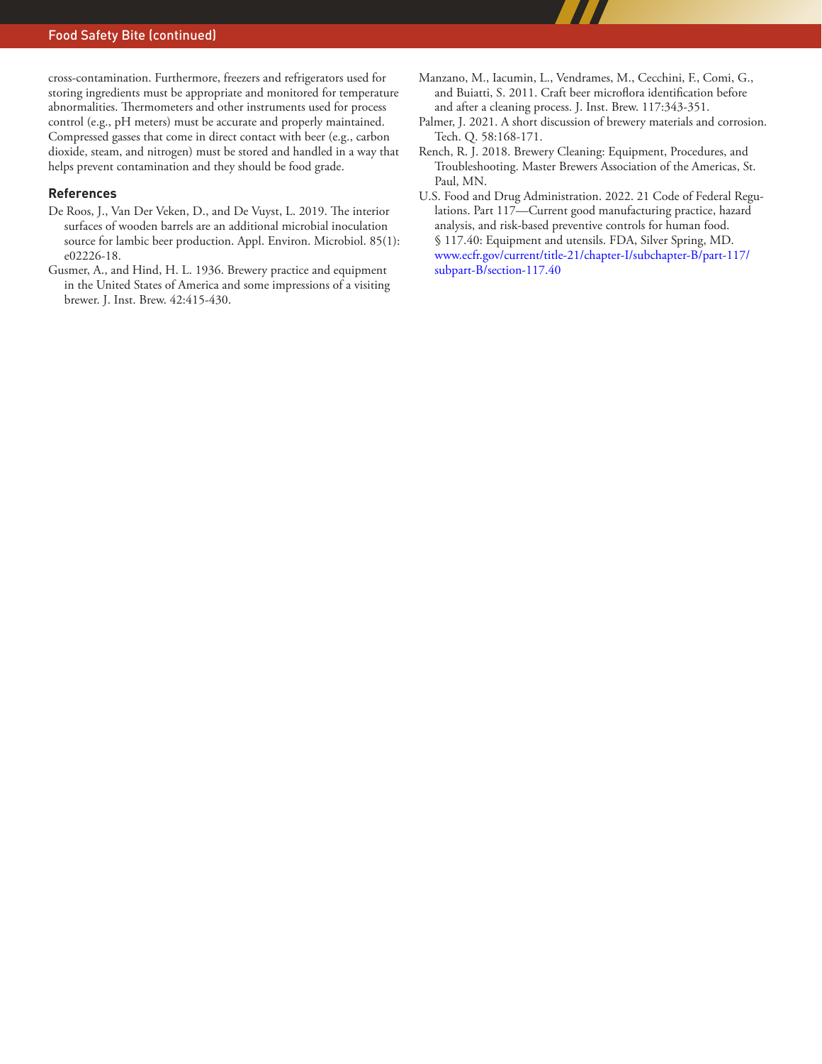cross-contamination. Furthermore, freezers and refrigerators used for storing ingredients must be appropriate and monitored for temperature abnormalities. Thermometers and other instruments used for process control (e.g., pH meters) must be accurate and properly maintained. Compressed gasses that come in direct contact with beer (e.g., carbon dioxide, steam, and nitrogen) must be stored and handled in a way that helps prevent contamination and they should be food grade.

## References

De Roos, J., Van Der Veken, D., and De Vuyst, L. 2019. The interior surfaces of wooden barrels are an additional microbial inoculation source for lambic beer production. Appl. Environ. Microbiol. 85(1): e02226-18.

Gusmer, A., and Hind, H. L. 1936. Brewery practice and equipment in the United States of America and some impressions of a visiting brewer. J. Inst. Brew. 42:415-430.

Manzano, M., Iacumin, L., Vendrames, M., Cecchini, F., Comi, G., and Buiatti, S. 2011. Craft beer microflora identification before and after a cleaning process. J. Inst. Brew. 117:343-351.

Palmer, J. 2021. A short discussion of brewery materials and corrosion. Tech. Q. 58:168-171.

Rench, R. J. 2018. Brewery Cleaning: Equipment, Procedures, and Troubleshooting. Master Brewers Association of the Americas, St. Paul, MN.

U.S. Food and Drug Administration. 2022. 21 Code of Federal Regulations. Part 117—Current good manufacturing practice, hazard analysis, and risk-based preventive controls for human food. § 117.40: Equipment and utensils. FDA, Silver Spring, MD. www.ecfr.gov/current/title-21/chapter-I/subchapter-B/part-117/subpart-B/section-117.40